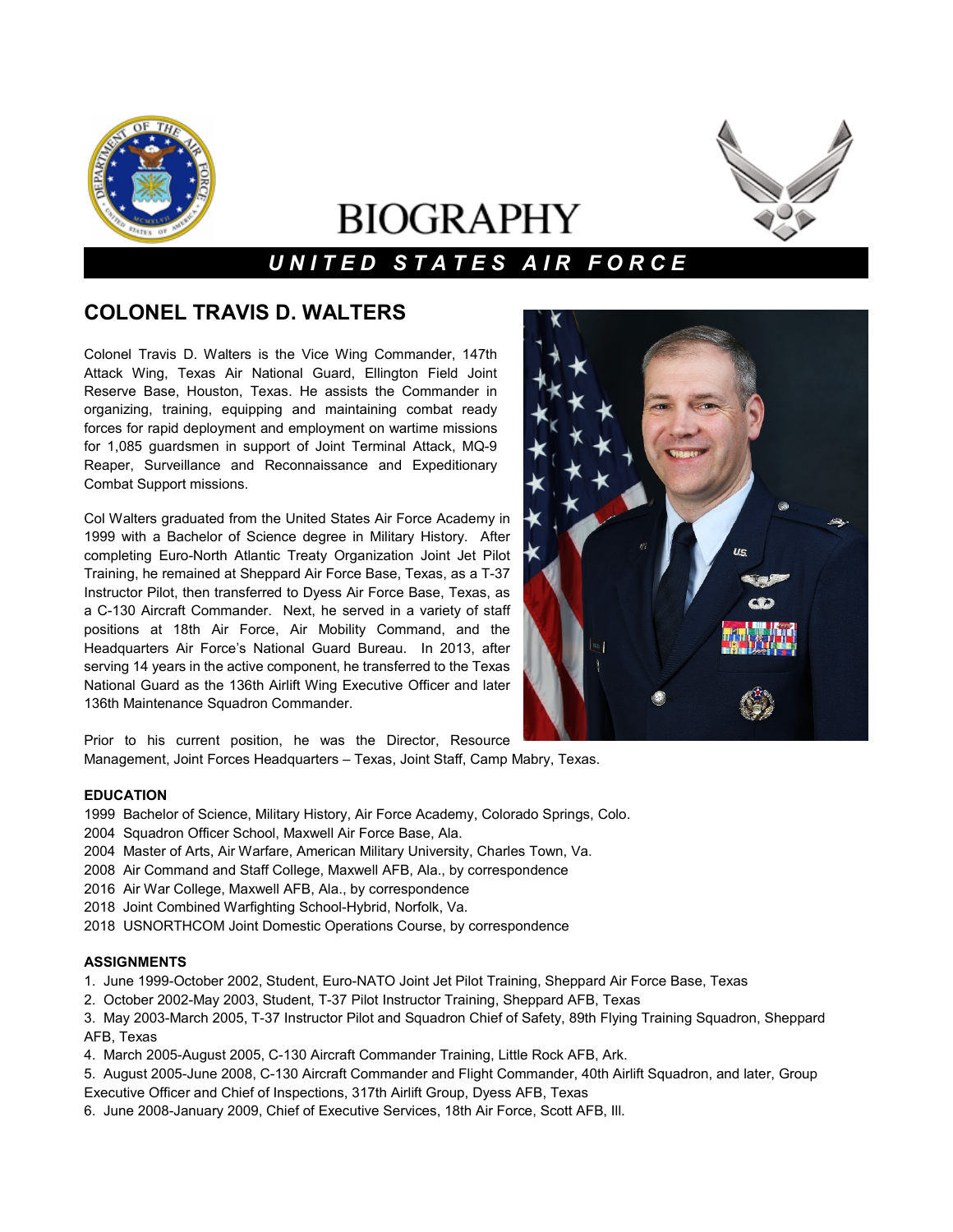# BIOGRAPHY

## UNITED STATES AIR FORCE

## COLONEL TRAVIS D. WALTERS

Colonel Travis D. Walters is the Vice Wing Commander, 147th Attack Wing, Texas Air National Guard, Ellington Field Joint Reserve Base, Houston, Texas. He assists the Commander in organizing, training, equipping and maintaining combat ready forces for rapid deployment and employment on wartime missions for 1,085 guardsmen in support of Joint Terminal Attack, MQ-9 Reaper, Surveillance and Reconnaissance and Expeditionary Combat Support missions.

Col Walters graduated from the United States Air Force Academy in 1999 with a Bachelor of Science degree in Military History. After completing Euro-North Atlantic Treaty Organization Joint Jet Pilot Training, he remained at Sheppard Air Force Base, Texas, as a T-37 Instructor Pilot, then transferred to Dyess Air Force Base, Texas, as a C-130 Aircraft Commander. Next, he served in a variety of staff positions at 18th Air Force, Air Mobility Command, and the Headquarters Air Force's National Guard Bureau. In 2013, after serving 14 years in the active component, he transferred to the Texas National Guard as the 136th Airlift Wing Executive Officer and later 136th Maintenance Squadron Commander.

Prior to his current position, he was the Director, Resource Management, Joint Forces Headquarters – Texas, Joint Staff, Camp Mabry, Texas.

**EDUCATION**

1999 Bachelor of Science, Military History, Air Force Academy, Colorado Springs, Colo.
2004 Squadron Officer School, Maxwell Air Force Base, Ala.
2004 Master of Arts, Air Warfare, American Military University, Charles Town, Va.
2008 Air Command and Staff College, Maxwell AFB, Ala., by correspondence
2016 Air War College, Maxwell AFB, Ala., by correspondence
2018 Joint Combined Warfighting School-Hybrid, Norfolk, Va.
2018 USNORTHCOM Joint Domestic Operations Course, by correspondence

**ASSIGNMENTS**

1. June 1999-October 2002, Student, Euro-NATO Joint Jet Pilot Training, Sheppard Air Force Base, Texas
2. October 2002-May 2003, Student, T-37 Pilot Instructor Training, Sheppard AFB, Texas
3. May 2003-March 2005, T-37 Instructor Pilot and Squadron Chief of Safety, 89th Flying Training Squadron, Sheppard AFB, Texas
4. March 2005-August 2005, C-130 Aircraft Commander Training, Little Rock AFB, Ark.
5. August 2005-June 2008, C-130 Aircraft Commander and Flight Commander, 40th Airlift Squadron, and later, Group Executive Officer and Chief of Inspections, 317th Airlift Group, Dyess AFB, Texas
6. June 2008-January 2009, Chief of Executive Services, 18th Air Force, Scott AFB, Ill.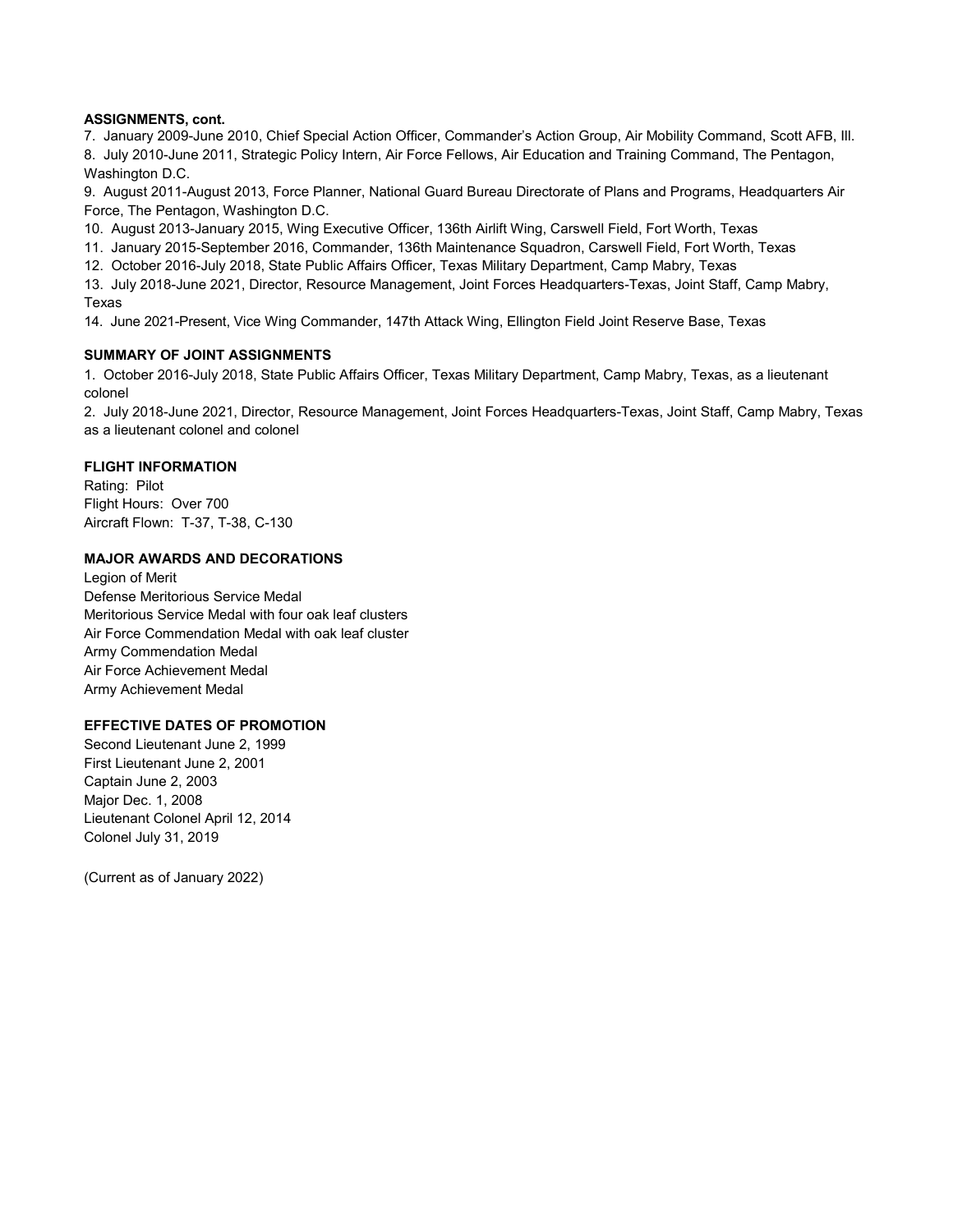**ASSIGNMENTS, cont.**

7. January 2009-June 2010, Chief Special Action Officer, Commander's Action Group, Air Mobility Command, Scott AFB, Ill.
8. July 2010-June 2011, Strategic Policy Intern, Air Force Fellows, Air Education and Training Command, The Pentagon, Washington D.C.
9. August 2011-August 2013, Force Planner, National Guard Bureau Directorate of Plans and Programs, Headquarters Air Force, The Pentagon, Washington D.C.
10. August 2013-January 2015, Wing Executive Officer, 136th Airlift Wing, Carswell Field, Fort Worth, Texas
11. January 2015-September 2016, Commander, 136th Maintenance Squadron, Carswell Field, Fort Worth, Texas
12. October 2016-July 2018, State Public Affairs Officer, Texas Military Department, Camp Mabry, Texas
13. July 2018-June 2021, Director, Resource Management, Joint Forces Headquarters-Texas, Joint Staff, Camp Mabry, Texas
14. June 2021-Present, Vice Wing Commander, 147th Attack Wing, Ellington Field Joint Reserve Base, Texas

**SUMMARY OF JOINT ASSIGNMENTS**

1. October 2016-July 2018, State Public Affairs Officer, Texas Military Department, Camp Mabry, Texas, as a lieutenant colonel
2. July 2018-June 2021, Director, Resource Management, Joint Forces Headquarters-Texas, Joint Staff, Camp Mabry, Texas as a lieutenant colonel and colonel

**FLIGHT INFORMATION**

Rating: Pilot
Flight Hours: Over 700
Aircraft Flown: T-37, T-38, C-130

**MAJOR AWARDS AND DECORATIONS**

Legion of Merit
Defense Meritorious Service Medal
Meritorious Service Medal with four oak leaf clusters
Air Force Commendation Medal with oak leaf cluster
Army Commendation Medal
Air Force Achievement Medal
Army Achievement Medal

**EFFECTIVE DATES OF PROMOTION**

Second Lieutenant June 2, 1999
First Lieutenant June 2, 2001
Captain June 2, 2003
Major Dec. 1, 2008
Lieutenant Colonel April 12, 2014
Colonel July 31, 2019

(Current as of January 2022)